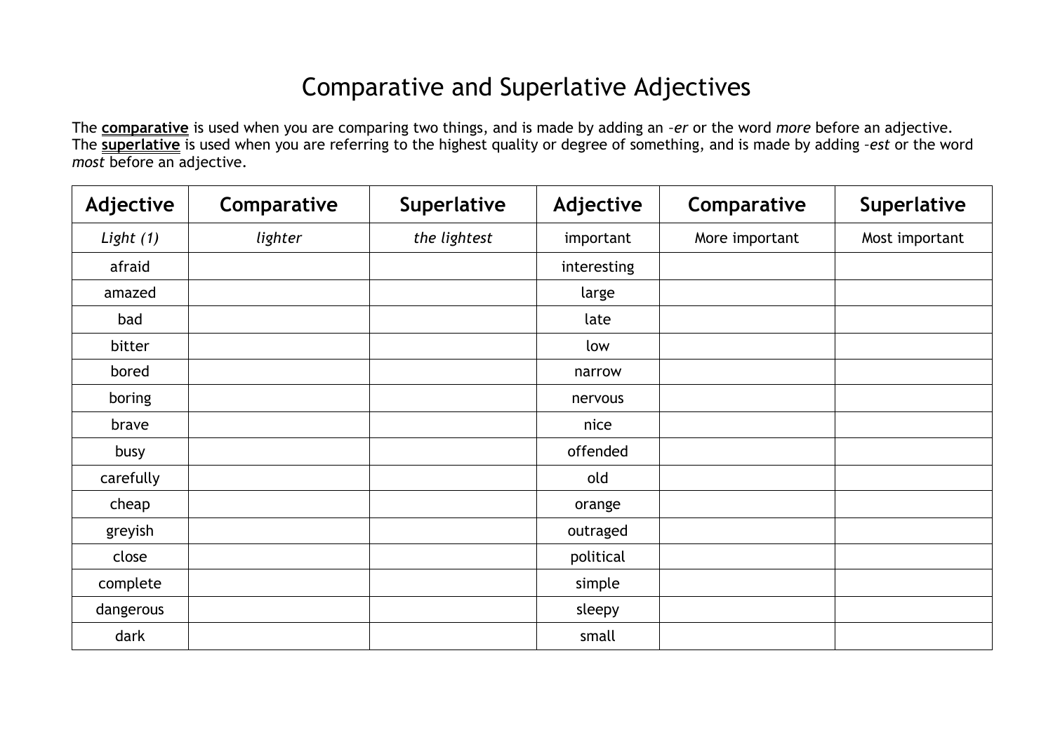# Comparative and Superlative Adjectives

The **comparative** is used when you are comparing two things, and is made by adding an –*er* or the word *more* before an adjective.
The **superlative** is used when you are referring to the highest quality or degree of something, and is made by adding –*est* or the word *most* before an adjective.

| Adjective | Comparative | Superlative | Adjective | Comparative | Superlative |
|---|---|---|---|---|---|
| *Light (1)* | *lighter* | *the lightest* | important | More important | Most important |
| afraid | | | interesting | | |
| amazed | | | large | | |
| bad | | | late | | |
| bitter | | | low | | |
| bored | | | narrow | | |
| boring | | | nervous | | |
| brave | | | nice | | |
| busy | | | offended | | |
| carefully | | | old | | |
| cheap | | | orange | | |
| greyish | | | outraged | | |
| close | | | political | | |
| complete | | | simple | | |
| dangerous | | | sleepy | | |
| dark | | | small | | |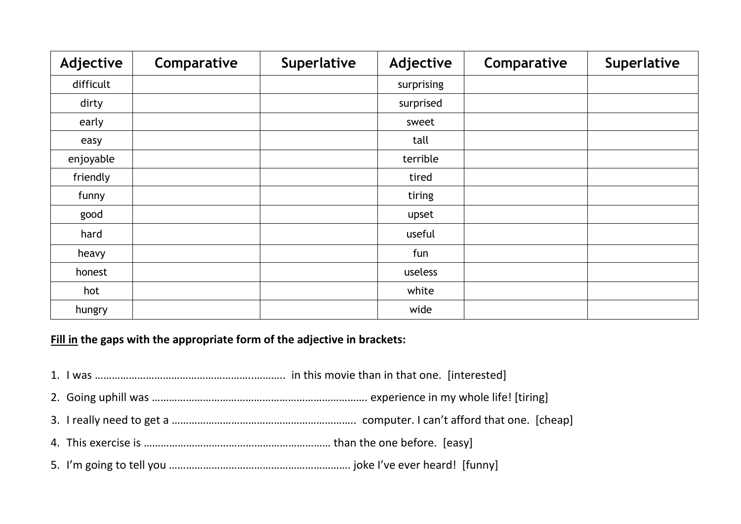| Adjective | Comparative | Superlative | Adjective | Comparative | Superlative |
|---|---|---|---|---|---|
| difficult | | | surprising | | |
| dirty | | | surprised | | |
| early | | | sweet | | |
| easy | | | tall | | |
| enjoyable | | | terrible | | |
| friendly | | | tired | | |
| funny | | | tiring | | |
| good | | | upset | | |
| hard | | | useful | | |
| heavy | | | fun | | |
| honest | | | useless | | |
| hot | | | white | | |
| hungry | | | wide | | |

**<u>Fill in</u> the gaps with the appropriate form of the adjective in brackets:**

1. I was ………………………………………………………….. in this movie than in that one. [interested]
2. Going uphill was ………………………………………………………………… experience in my whole life! [tiring]
3. I really need to get a ………………………………………………………. computer. I can't afford that one. [cheap]
4. This exercise is ………………………………………………………. than the one before. [easy]
5. I'm going to tell you ……………………………………………………… joke I've ever heard! [funny]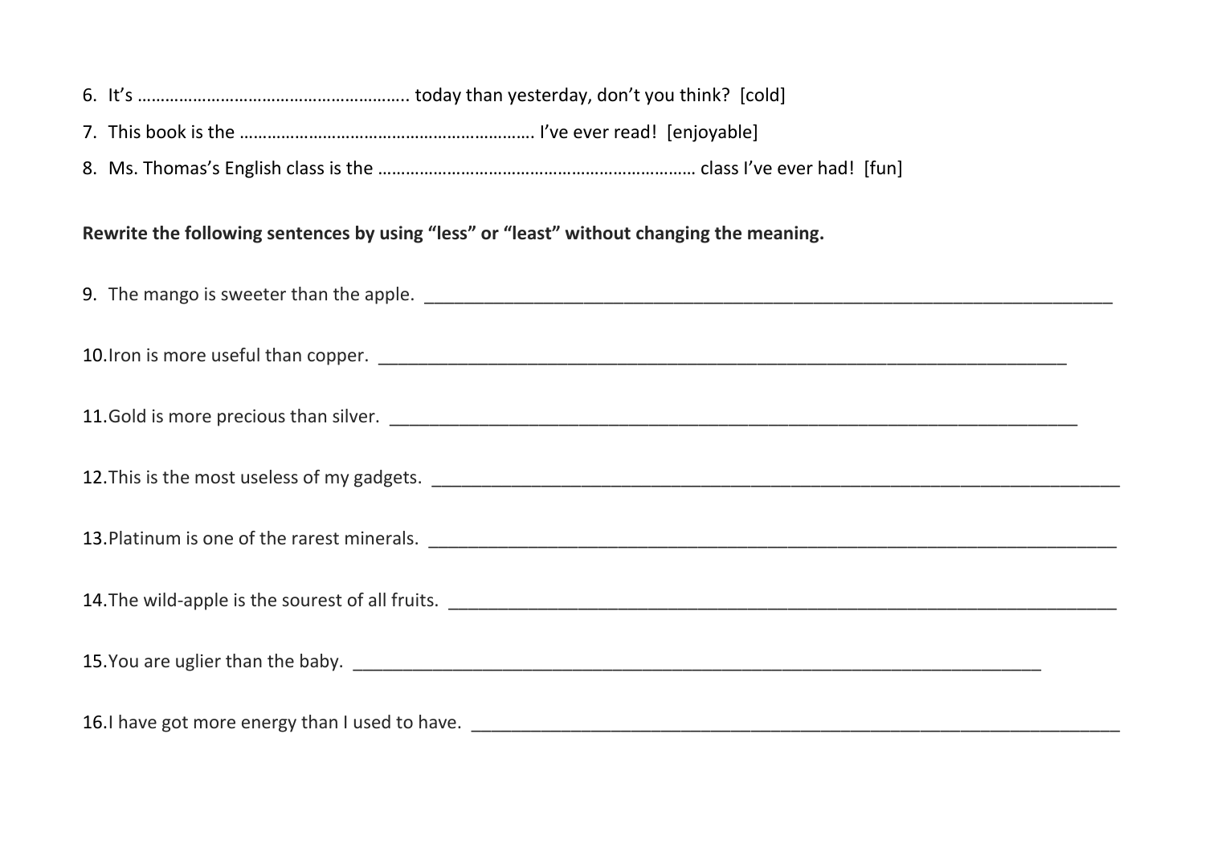6. It's …………………………………………………. today than yesterday, don't you think? [cold]
7. This book is the ……………………………………………………. I've ever read! [enjoyable]
8. Ms. Thomas's English class is the …………………………………………………………. class I've ever had! [fun]

**Rewrite the following sentences by using "less" or "least" without changing the meaning.**

9. The mango is sweeter than the apple. ___________________________________________________________________________

10. Iron is more useful than copper. ___________________________________________________________________________

11. Gold is more precious than silver. ___________________________________________________________________________

12. This is the most useless of my gadgets. ___________________________________________________________________________

13. Platinum is one of the rarest minerals. ___________________________________________________________________________

14. The wild-apple is the sourest of all fruits. ___________________________________________________________________________

15. You are uglier than the baby. ___________________________________________________________________________

16. I have got more energy than I used to have. ___________________________________________________________________________